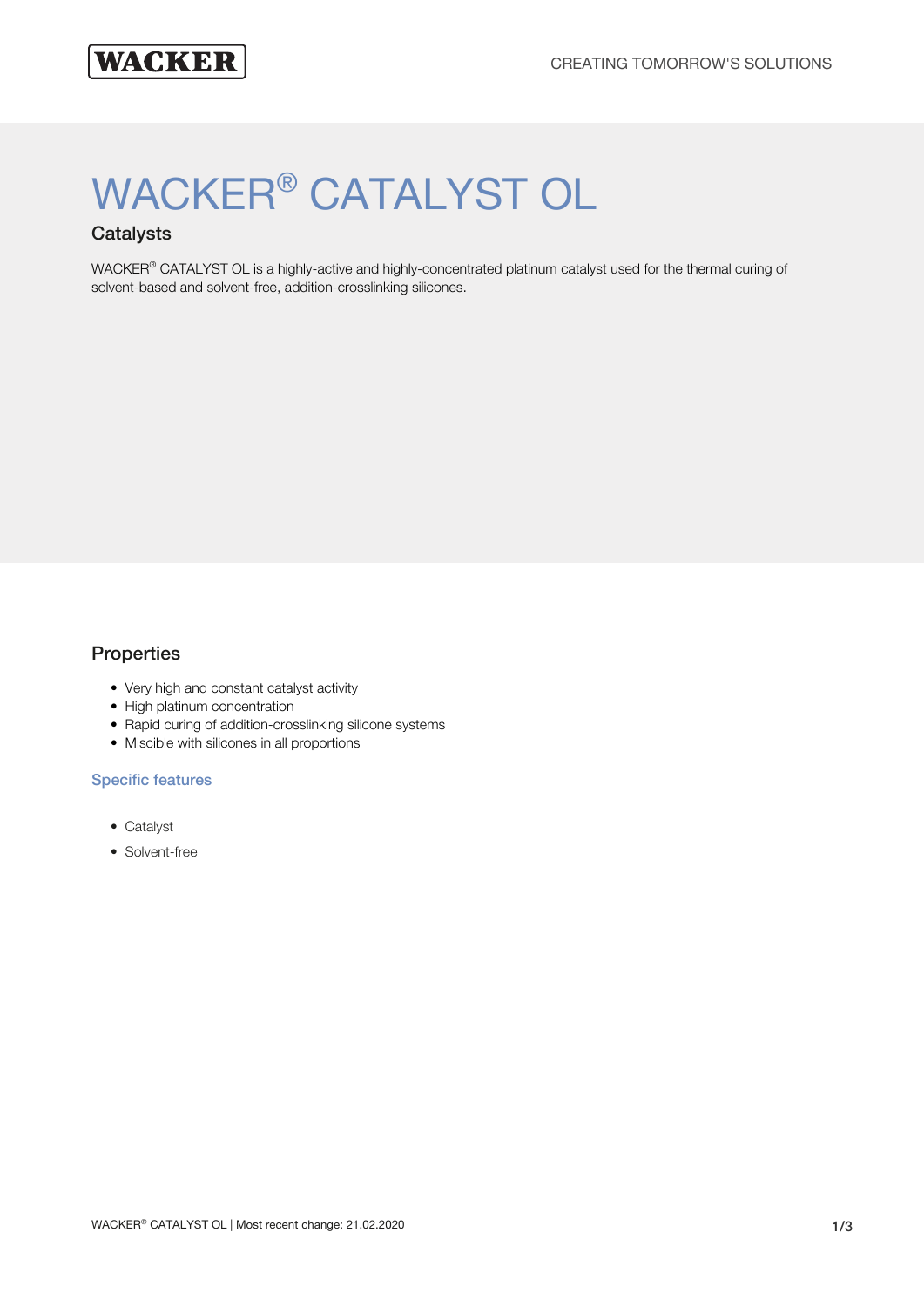# WACKER® CATALYST OL

## Catalysts

WACKER® CATALYST OL is a highly-active and highly-concentrated platinum catalyst used for the thermal curing of solvent-based and solvent-free, addition-crosslinking silicones.

## Properties

- Very high and constant catalyst activity
- High platinum concentration
- Rapid curing of addition-crosslinking silicone systems
- Miscible with silicones in all proportions

### Specific features

- Catalyst
- Solvent-free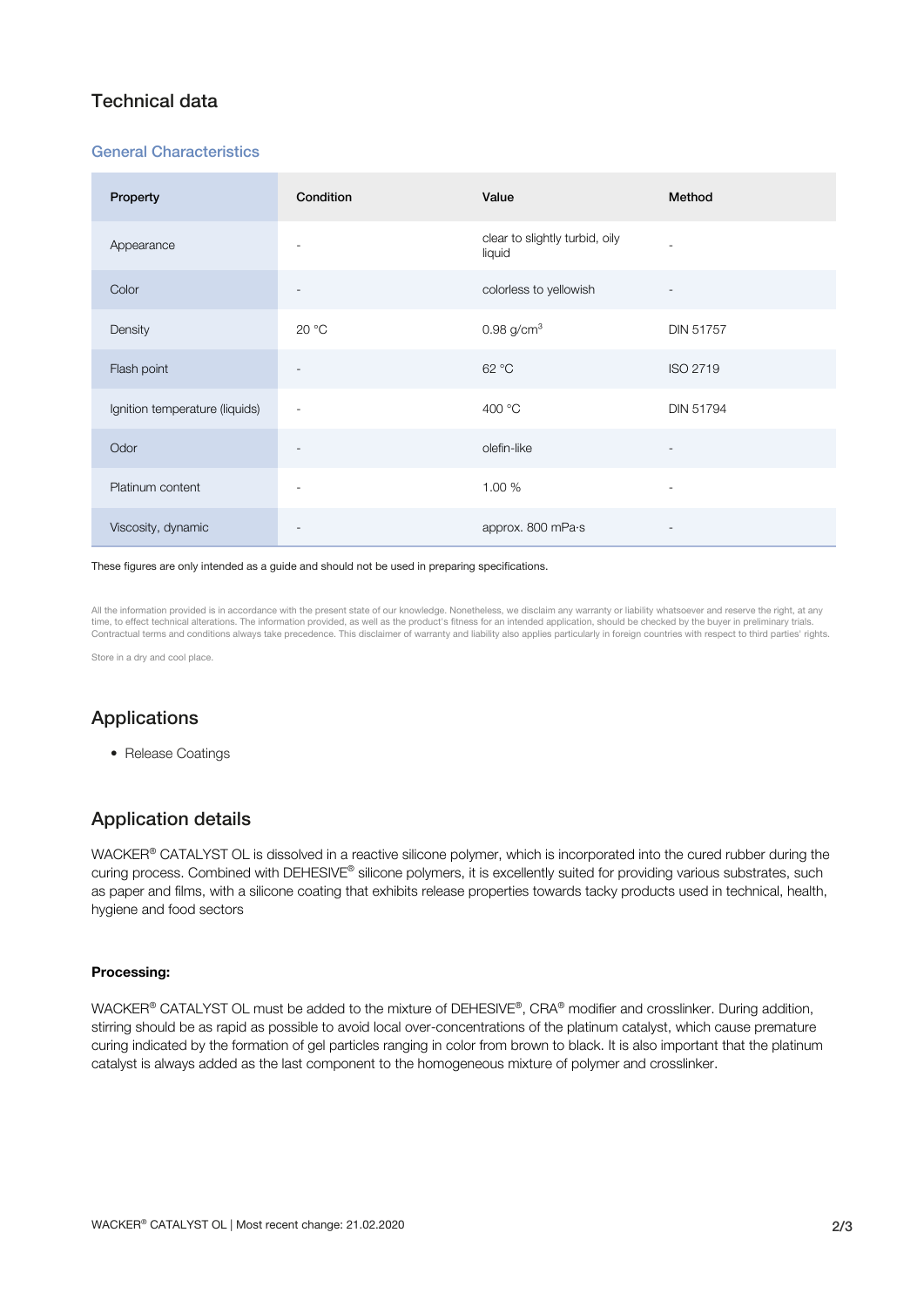## Technical data

### General Characteristics

| Property | Condition | Value | Method |
|---|---|---|---|
| Appearance | - | clear to slightly turbid, oily liquid | - |
| Color | - | colorless to yellowish | - |
| Density | 20 °C | 0.98 g/cm³ | DIN 51757 |
| Flash point | - | 62 °C | ISO 2719 |
| Ignition temperature (liquids) | - | 400 °C | DIN 51794 |
| Odor | - | olefin-like | - |
| Platinum content | - | 1.00 % | - |
| Viscosity, dynamic | - | approx. 800 mPa·s | - |

These figures are only intended as a guide and should not be used in preparing specifications.

All the information provided is in accordance with the present state of our knowledge. Nonetheless, we disclaim any warranty or liability whatsoever and reserve the right, at any time, to effect technical alterations. The information provided, as well as the product's fitness for an intended application, should be checked by the buyer in preliminary trials. Contractual terms and conditions always take precedence. This disclaimer of warranty and liability also applies particularly in foreign countries with respect to third parties' rights.

Store in a dry and cool place.

## Applications

- Release Coatings

## Application details

WACKER® CATALYST OL is dissolved in a reactive silicone polymer, which is incorporated into the cured rubber during the curing process. Combined with DEHESIVE® silicone polymers, it is excellently suited for providing various substrates, such as paper and films, with a silicone coating that exhibits release properties towards tacky products used in technical, health, hygiene and food sectors

**Processing:**

WACKER® CATALYST OL must be added to the mixture of DEHESIVE®, CRA® modifier and crosslinker. During addition, stirring should be as rapid as possible to avoid local over-concentrations of the platinum catalyst, which cause premature curing indicated by the formation of gel particles ranging in color from brown to black. It is also important that the platinum catalyst is always added as the last component to the homogeneous mixture of polymer and crosslinker.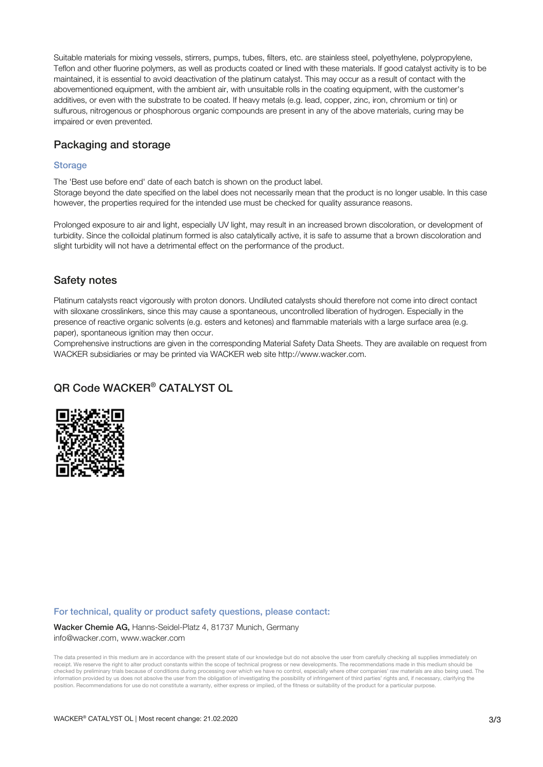Suitable materials for mixing vessels, stirrers, pumps, tubes, filters, etc. are stainless steel, polyethylene, polypropylene, Teflon and other fluorine polymers, as well as products coated or lined with these materials. If good catalyst activity is to be maintained, it is essential to avoid deactivation of the platinum catalyst. This may occur as a result of contact with the abovementioned equipment, with the ambient air, with unsuitable rolls in the coating equipment, with the customer's additives, or even with the substrate to be coated. If heavy metals (e.g. lead, copper, zinc, iron, chromium or tin) or sulfurous, nitrogenous or phosphorous organic compounds are present in any of the above materials, curing may be impaired or even prevented.

## Packaging and storage

### Storage

The 'Best use before end' date of each batch is shown on the product label.
Storage beyond the date specified on the label does not necessarily mean that the product is no longer usable. In this case however, the properties required for the intended use must be checked for quality assurance reasons.

Prolonged exposure to air and light, especially UV light, may result in an increased brown discoloration, or development of turbidity. Since the colloidal platinum formed is also catalytically active, it is safe to assume that a brown discoloration and slight turbidity will not have a detrimental effect on the performance of the product.

## Safety notes

Platinum catalysts react vigorously with proton donors. Undiluted catalysts should therefore not come into direct contact with siloxane crosslinkers, since this may cause a spontaneous, uncontrolled liberation of hydrogen. Especially in the presence of reactive organic solvents (e.g. esters and ketones) and flammable materials with a large surface area (e.g. paper), spontaneous ignition may then occur.
Comprehensive instructions are given in the corresponding Material Safety Data Sheets. They are available on request from WACKER subsidiaries or may be printed via WACKER web site http://www.wacker.com.

## QR Code WACKER® CATALYST OL

### For technical, quality or product safety questions, please contact:

**Wacker Chemie AG,** Hanns-Seidel-Platz 4, 81737 Munich, Germany
info@wacker.com, www.wacker.com

The data presented in this medium are in accordance with the present state of our knowledge but do not absolve the user from carefully checking all supplies immediately on receipt. We reserve the right to alter product constants within the scope of technical progress or new developments. The recommendations made in this medium should be checked by preliminary trials because of conditions during processing over which we have no control, especially where other companies' raw materials are also being used. The information provided by us does not absolve the user from the obligation of investigating the possibility of infringement of third parties' rights and, if necessary, clarifying the position. Recommendations for use do not constitute a warranty, either express or implied, of the fitness or suitability of the product for a particular purpose.